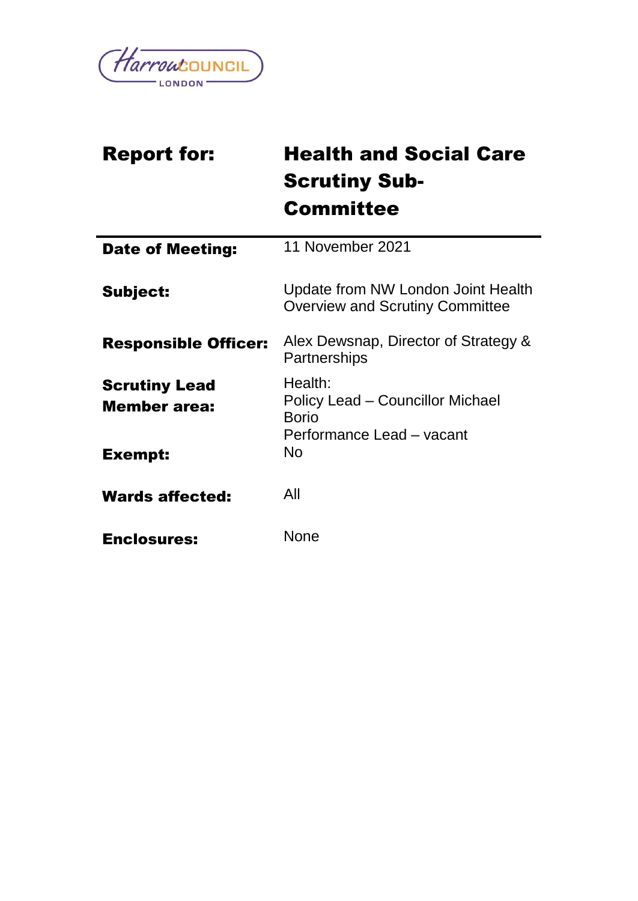| **Report for:** | **Health and Social Care Scrutiny Sub-Committee** |
| --- | --- |
| **Date of Meeting:** | 11 November 2021 |
| **Subject:** | Update from NW London Joint Health Overview and Scrutiny Committee |
| **Responsible Officer:** | Alex Dewsnap, Director of Strategy & Partnerships |
| **Scrutiny Lead Member area:** | Health:<br>Policy Lead – Councillor Michael Borio<br>Performance Lead – vacant |
| **Exempt:** | No |
| **Wards affected:** | All |
| **Enclosures:** | None |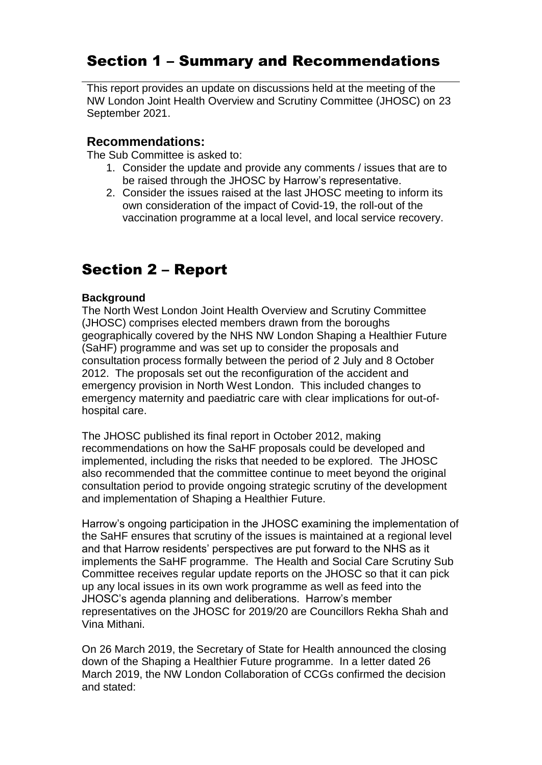# Section 1 – Summary and Recommendations

This report provides an update on discussions held at the meeting of the NW London Joint Health Overview and Scrutiny Committee (JHOSC) on 23 September 2021.

## Recommendations:

The Sub Committee is asked to:

1. Consider the update and provide any comments / issues that are to be raised through the JHOSC by Harrow's representative.
2. Consider the issues raised at the last JHOSC meeting to inform its own consideration of the impact of Covid-19, the roll-out of the vaccination programme at a local level, and local service recovery.

# Section 2 – Report

**Background**

The North West London Joint Health Overview and Scrutiny Committee (JHOSC) comprises elected members drawn from the boroughs geographically covered by the NHS NW London Shaping a Healthier Future (SaHF) programme and was set up to consider the proposals and consultation process formally between the period of 2 July and 8 October 2012. The proposals set out the reconfiguration of the accident and emergency provision in North West London. This included changes to emergency maternity and paediatric care with clear implications for out-of-hospital care.

The JHOSC published its final report in October 2012, making recommendations on how the SaHF proposals could be developed and implemented, including the risks that needed to be explored. The JHOSC also recommended that the committee continue to meet beyond the original consultation period to provide ongoing strategic scrutiny of the development and implementation of Shaping a Healthier Future.

Harrow's ongoing participation in the JHOSC examining the implementation of the SaHF ensures that scrutiny of the issues is maintained at a regional level and that Harrow residents' perspectives are put forward to the NHS as it implements the SaHF programme. The Health and Social Care Scrutiny Sub Committee receives regular update reports on the JHOSC so that it can pick up any local issues in its own work programme as well as feed into the JHOSC's agenda planning and deliberations. Harrow's member representatives on the JHOSC for 2019/20 are Councillors Rekha Shah and Vina Mithani.

On 26 March 2019, the Secretary of State for Health announced the closing down of the Shaping a Healthier Future programme. In a letter dated 26 March 2019, the NW London Collaboration of CCGs confirmed the decision and stated: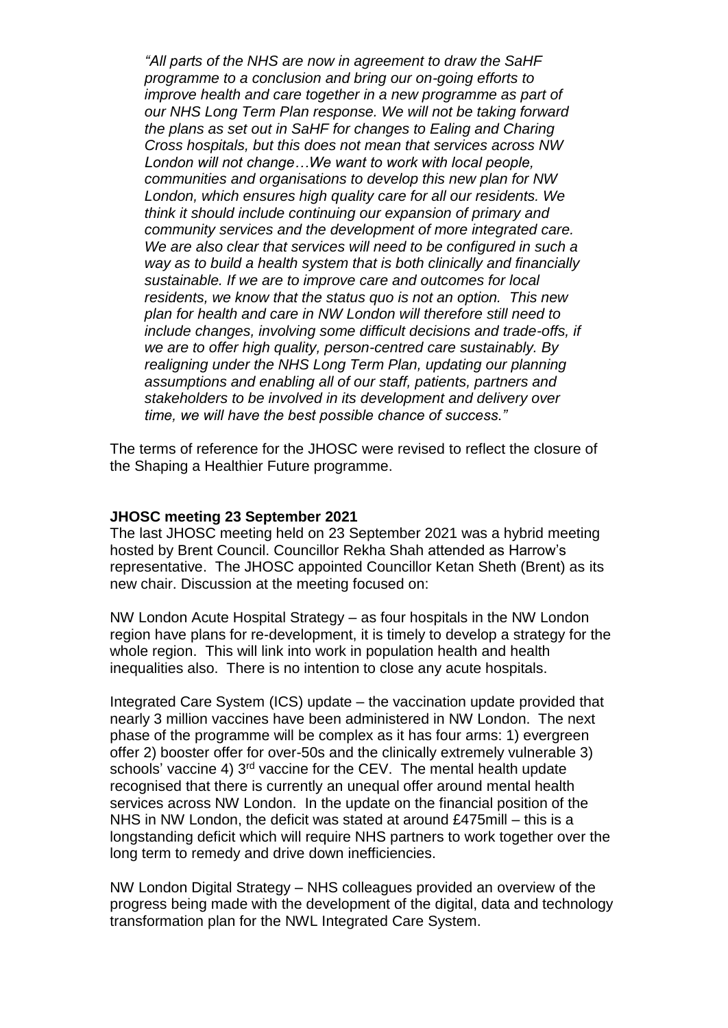*"All parts of the NHS are now in agreement to draw the SaHF programme to a conclusion and bring our on-going efforts to improve health and care together in a new programme as part of our NHS Long Term Plan response. We will not be taking forward the plans as set out in SaHF for changes to Ealing and Charing Cross hospitals, but this does not mean that services across NW London will not change…We want to work with local people, communities and organisations to develop this new plan for NW London, which ensures high quality care for all our residents. We think it should include continuing our expansion of primary and community services and the development of more integrated care. We are also clear that services will need to be configured in such a way as to build a health system that is both clinically and financially sustainable. If we are to improve care and outcomes for local residents, we know that the status quo is not an option. This new plan for health and care in NW London will therefore still need to include changes, involving some difficult decisions and trade-offs, if we are to offer high quality, person-centred care sustainably. By realigning under the NHS Long Term Plan, updating our planning assumptions and enabling all of our staff, patients, partners and stakeholders to be involved in its development and delivery over time, we will have the best possible chance of success."*

The terms of reference for the JHOSC were revised to reflect the closure of the Shaping a Healthier Future programme.

**JHOSC meeting 23 September 2021**

The last JHOSC meeting held on 23 September 2021 was a hybrid meeting hosted by Brent Council. Councillor Rekha Shah attended as Harrow's representative. The JHOSC appointed Councillor Ketan Sheth (Brent) as its new chair. Discussion at the meeting focused on:

NW London Acute Hospital Strategy – as four hospitals in the NW London region have plans for re-development, it is timely to develop a strategy for the whole region. This will link into work in population health and health inequalities also. There is no intention to close any acute hospitals.

Integrated Care System (ICS) update – the vaccination update provided that nearly 3 million vaccines have been administered in NW London. The next phase of the programme will be complex as it has four arms: 1) evergreen offer 2) booster offer for over-50s and the clinically extremely vulnerable 3) schools' vaccine 4) 3rd vaccine for the CEV. The mental health update recognised that there is currently an unequal offer around mental health services across NW London. In the update on the financial position of the NHS in NW London, the deficit was stated at around £475mill – this is a longstanding deficit which will require NHS partners to work together over the long term to remedy and drive down inefficiencies.

NW London Digital Strategy – NHS colleagues provided an overview of the progress being made with the development of the digital, data and technology transformation plan for the NWL Integrated Care System.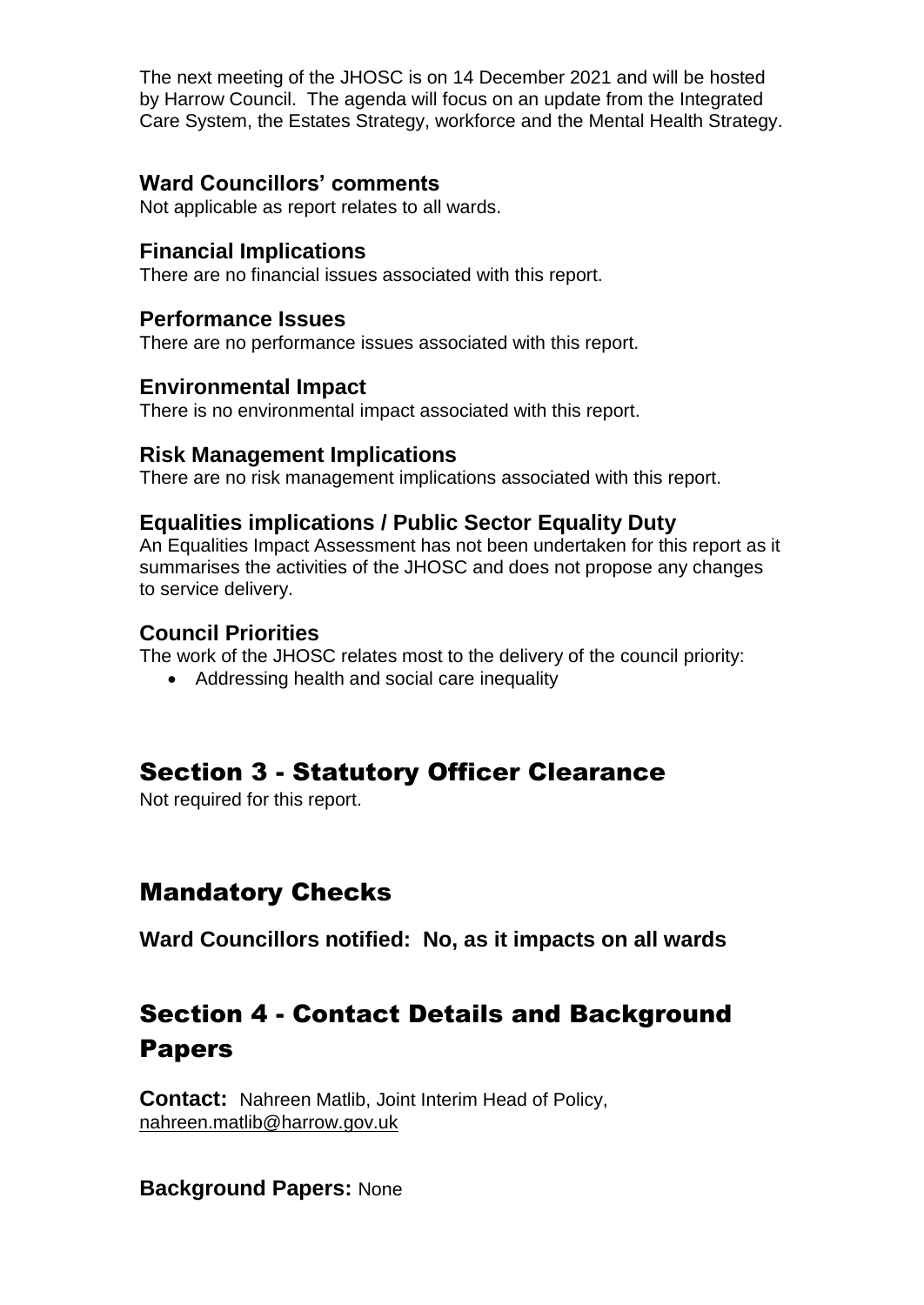The next meeting of the JHOSC is on 14 December 2021 and will be hosted by Harrow Council. The agenda will focus on an update from the Integrated Care System, the Estates Strategy, workforce and the Mental Health Strategy.

### Ward Councillors' comments

Not applicable as report relates to all wards.

### Financial Implications

There are no financial issues associated with this report.

### Performance Issues

There are no performance issues associated with this report.

### Environmental Impact

There is no environmental impact associated with this report.

### Risk Management Implications

There are no risk management implications associated with this report.

### Equalities implications / Public Sector Equality Duty

An Equalities Impact Assessment has not been undertaken for this report as it summarises the activities of the JHOSC and does not propose any changes to service delivery.

### Council Priorities

The work of the JHOSC relates most to the delivery of the council priority:

- Addressing health and social care inequality

## Section 3 - Statutory Officer Clearance

Not required for this report.

## Mandatory Checks

**Ward Councillors notified: No, as it impacts on all wards**

## Section 4 - Contact Details and Background Papers

**Contact:** Nahreen Matlib, Joint Interim Head of Policy, nahreen.matlib@harrow.gov.uk

**Background Papers:** None